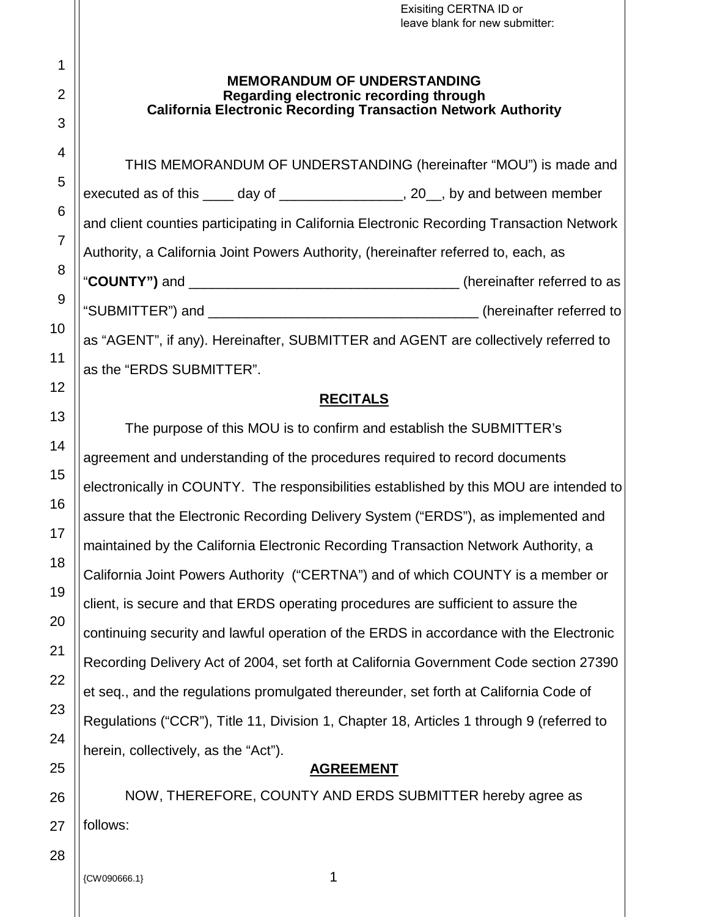Exisiting CERTNA ID or leave blank for new submitter:

**MEMORANDUM OF UNDERSTANDING**
**Regarding electronic recording through**
**California Electronic Recording Transaction Network Authority**

THIS MEMORANDUM OF UNDERSTANDING (hereinafter "MOU") is made and executed as of this ____ day of ________________, 20__, by and between member and client counties participating in California Electronic Recording Transaction Network Authority, a California Joint Powers Authority, (hereinafter referred to, each, as "**COUNTY")** and ___________________________________ (hereinafter referred to as "SUBMITTER") and ___________________________________ (hereinafter referred to as "AGENT", if any). Hereinafter, SUBMITTER and AGENT are collectively referred to as the "ERDS SUBMITTER".

## RECITALS

The purpose of this MOU is to confirm and establish the SUBMITTER's agreement and understanding of the procedures required to record documents electronically in COUNTY. The responsibilities established by this MOU are intended to assure that the Electronic Recording Delivery System ("ERDS"), as implemented and maintained by the California Electronic Recording Transaction Network Authority, a California Joint Powers Authority ("CERTNA") and of which COUNTY is a member or client, is secure and that ERDS operating procedures are sufficient to assure the continuing security and lawful operation of the ERDS in accordance with the Electronic Recording Delivery Act of 2004, set forth at California Government Code section 27390 et seq., and the regulations promulgated thereunder, set forth at California Code of Regulations ("CCR"), Title 11, Division 1, Chapter 18, Articles 1 through 9 (referred to herein, collectively, as the "Act").

## AGREEMENT

NOW, THEREFORE, COUNTY AND ERDS SUBMITTER hereby agree as follows:

{CW090666.1}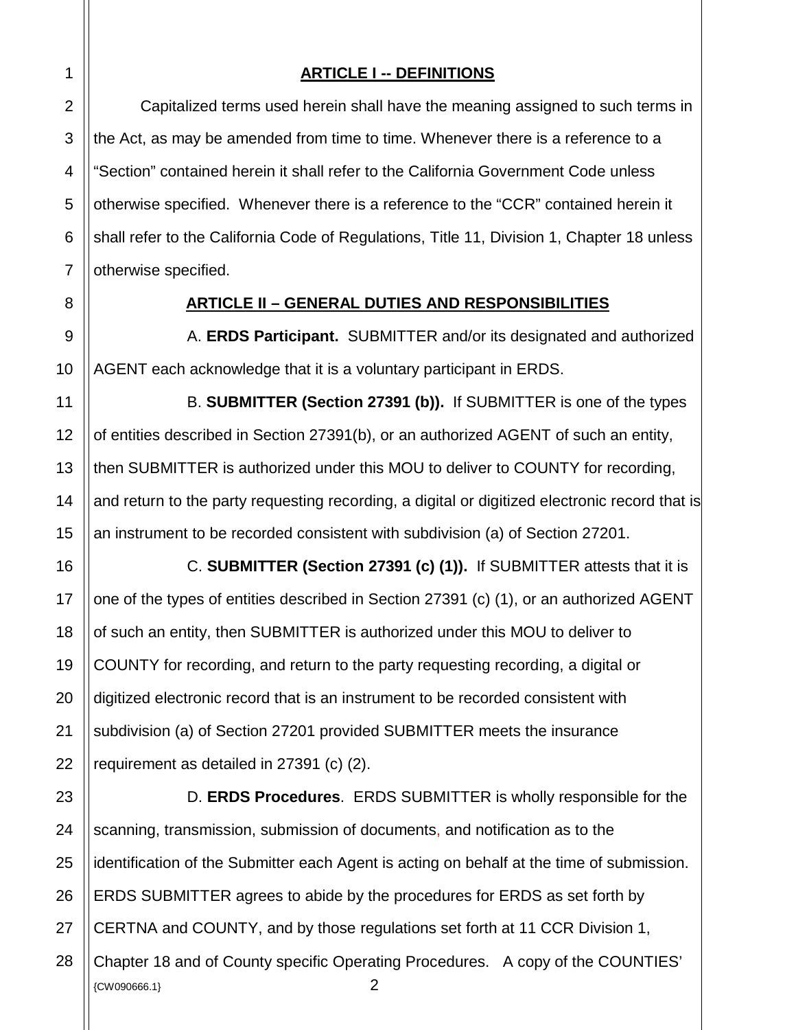## ARTICLE I -- DEFINITIONS

Capitalized terms used herein shall have the meaning assigned to such terms in the Act, as may be amended from time to time. Whenever there is a reference to a "Section" contained herein it shall refer to the California Government Code unless otherwise specified. Whenever there is a reference to the "CCR" contained herein it shall refer to the California Code of Regulations, Title 11, Division 1, Chapter 18 unless otherwise specified.

## ARTICLE II – GENERAL DUTIES AND RESPONSIBILITIES

A. **ERDS Participant.** SUBMITTER and/or its designated and authorized AGENT each acknowledge that it is a voluntary participant in ERDS.

B. **SUBMITTER (Section 27391 (b)).** If SUBMITTER is one of the types of entities described in Section 27391(b), or an authorized AGENT of such an entity, then SUBMITTER is authorized under this MOU to deliver to COUNTY for recording, and return to the party requesting recording, a digital or digitized electronic record that is an instrument to be recorded consistent with subdivision (a) of Section 27201.

C. **SUBMITTER (Section 27391 (c) (1)).** If SUBMITTER attests that it is one of the types of entities described in Section 27391 (c) (1), or an authorized AGENT of such an entity, then SUBMITTER is authorized under this MOU to deliver to COUNTY for recording, and return to the party requesting recording, a digital or digitized electronic record that is an instrument to be recorded consistent with subdivision (a) of Section 27201 provided SUBMITTER meets the insurance requirement as detailed in 27391 (c) (2).

D. **ERDS Procedures**. ERDS SUBMITTER is wholly responsible for the scanning, transmission, submission of documents, and notification as to the identification of the Submitter each Agent is acting on behalf at the time of submission. ERDS SUBMITTER agrees to abide by the procedures for ERDS as set forth by CERTNA and COUNTY, and by those regulations set forth at 11 CCR Division 1, Chapter 18 and of County specific Operating Procedures. A copy of the COUNTIES'

{CW090666.1}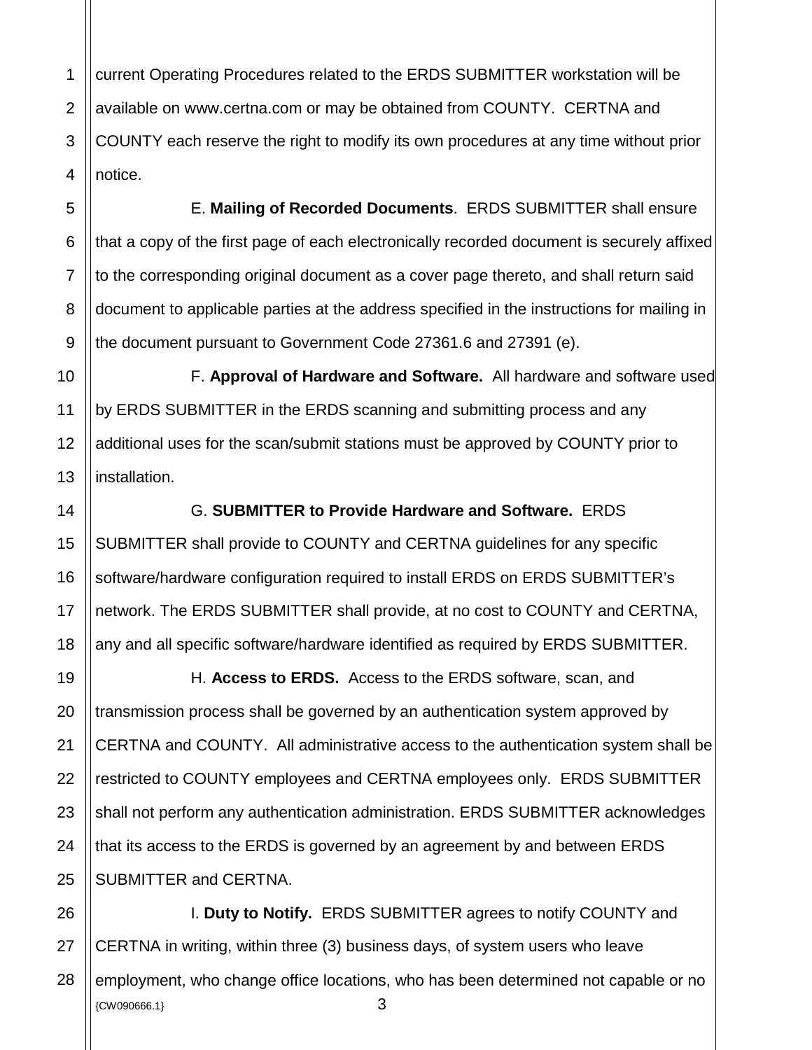current Operating Procedures related to the ERDS SUBMITTER workstation will be available on www.certna.com or may be obtained from COUNTY. CERTNA and COUNTY each reserve the right to modify its own procedures at any time without prior notice.

E. **Mailing of Recorded Documents**. ERDS SUBMITTER shall ensure that a copy of the first page of each electronically recorded document is securely affixed to the corresponding original document as a cover page thereto, and shall return said document to applicable parties at the address specified in the instructions for mailing in the document pursuant to Government Code 27361.6 and 27391 (e).

F. **Approval of Hardware and Software.** All hardware and software used by ERDS SUBMITTER in the ERDS scanning and submitting process and any additional uses for the scan/submit stations must be approved by COUNTY prior to installation.

G. **SUBMITTER to Provide Hardware and Software.** ERDS SUBMITTER shall provide to COUNTY and CERTNA guidelines for any specific software/hardware configuration required to install ERDS on ERDS SUBMITTER's network. The ERDS SUBMITTER shall provide, at no cost to COUNTY and CERTNA, any and all specific software/hardware identified as required by ERDS SUBMITTER.

H. **Access to ERDS.** Access to the ERDS software, scan, and transmission process shall be governed by an authentication system approved by CERTNA and COUNTY. All administrative access to the authentication system shall be restricted to COUNTY employees and CERTNA employees only. ERDS SUBMITTER shall not perform any authentication administration. ERDS SUBMITTER acknowledges that its access to the ERDS is governed by an agreement by and between ERDS SUBMITTER and CERTNA.

I. **Duty to Notify.** ERDS SUBMITTER agrees to notify COUNTY and CERTNA in writing, within three (3) business days, of system users who leave employment, who change office locations, who has been determined not capable or no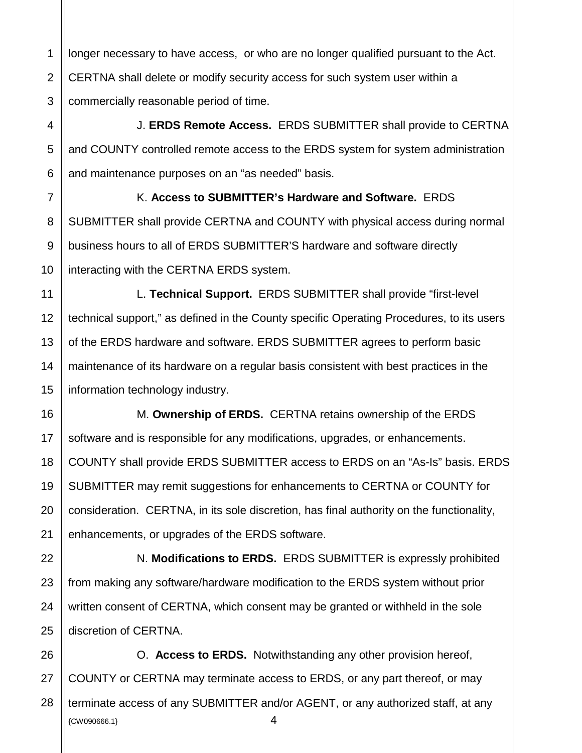longer necessary to have access, or who are no longer qualified pursuant to the Act. CERTNA shall delete or modify security access for such system user within a commercially reasonable period of time.

J. **ERDS Remote Access.** ERDS SUBMITTER shall provide to CERTNA and COUNTY controlled remote access to the ERDS system for system administration and maintenance purposes on an “as needed” basis.

K. **Access to SUBMITTER’s Hardware and Software.** ERDS SUBMITTER shall provide CERTNA and COUNTY with physical access during normal business hours to all of ERDS SUBMITTER’S hardware and software directly interacting with the CERTNA ERDS system.

L. **Technical Support.** ERDS SUBMITTER shall provide “first-level technical support,” as defined in the County specific Operating Procedures, to its users of the ERDS hardware and software. ERDS SUBMITTER agrees to perform basic maintenance of its hardware on a regular basis consistent with best practices in the information technology industry.

M. **Ownership of ERDS.** CERTNA retains ownership of the ERDS software and is responsible for any modifications, upgrades, or enhancements. COUNTY shall provide ERDS SUBMITTER access to ERDS on an “As-Is” basis. ERDS SUBMITTER may remit suggestions for enhancements to CERTNA or COUNTY for consideration. CERTNA, in its sole discretion, has final authority on the functionality, enhancements, or upgrades of the ERDS software.

N. **Modifications to ERDS.** ERDS SUBMITTER is expressly prohibited from making any software/hardware modification to the ERDS system without prior written consent of CERTNA, which consent may be granted or withheld in the sole discretion of CERTNA.

O. **Access to ERDS.** Notwithstanding any other provision hereof, COUNTY or CERTNA may terminate access to ERDS, or any part thereof, or may terminate access of any SUBMITTER and/or AGENT, or any authorized staff, at any

{CW090666.1}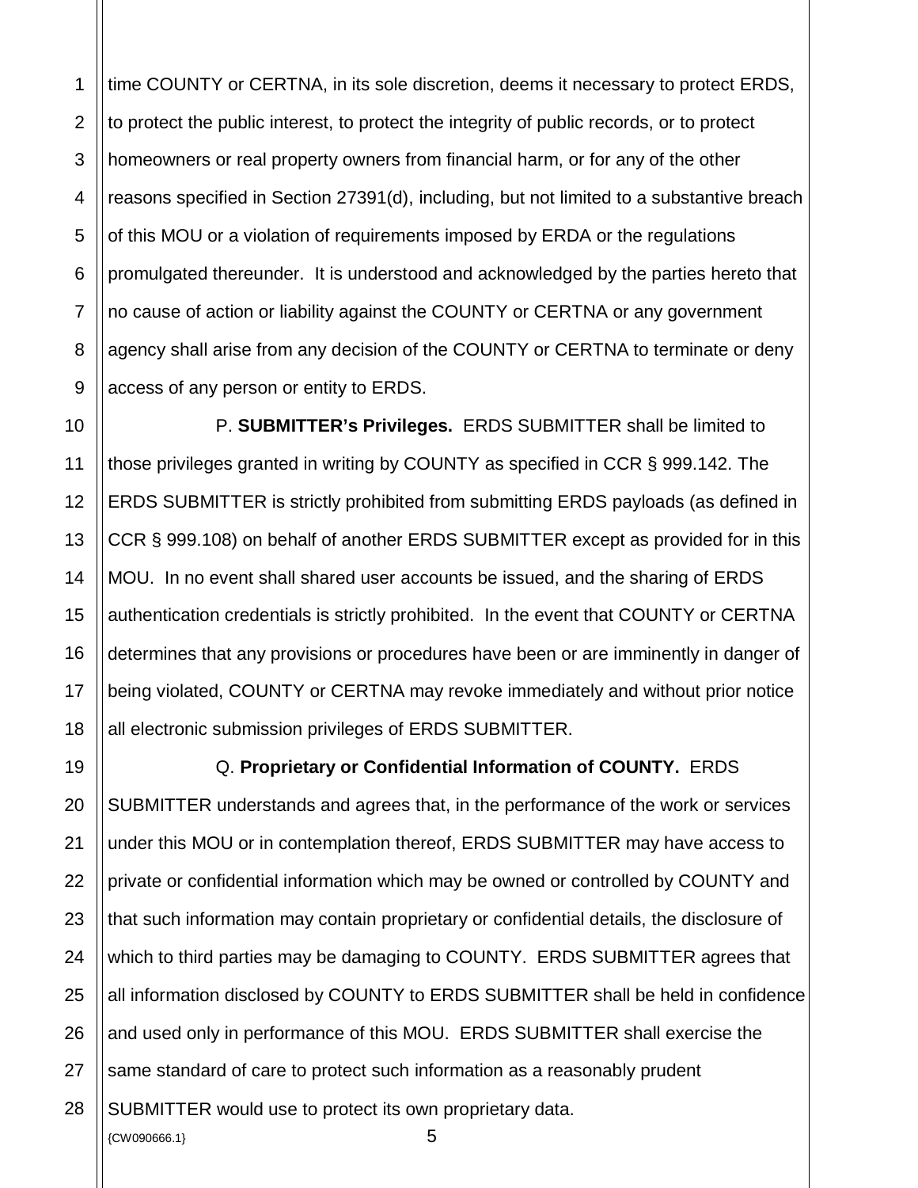time COUNTY or CERTNA, in its sole discretion, deems it necessary to protect ERDS, to protect the public interest, to protect the integrity of public records, or to protect homeowners or real property owners from financial harm, or for any of the other reasons specified in Section 27391(d), including, but not limited to a substantive breach of this MOU or a violation of requirements imposed by ERDA or the regulations promulgated thereunder. It is understood and acknowledged by the parties hereto that no cause of action or liability against the COUNTY or CERTNA or any government agency shall arise from any decision of the COUNTY or CERTNA to terminate or deny access of any person or entity to ERDS.

P. **SUBMITTER's Privileges.** ERDS SUBMITTER shall be limited to those privileges granted in writing by COUNTY as specified in CCR § 999.142. The ERDS SUBMITTER is strictly prohibited from submitting ERDS payloads (as defined in CCR § 999.108) on behalf of another ERDS SUBMITTER except as provided for in this MOU. In no event shall shared user accounts be issued, and the sharing of ERDS authentication credentials is strictly prohibited. In the event that COUNTY or CERTNA determines that any provisions or procedures have been or are imminently in danger of being violated, COUNTY or CERTNA may revoke immediately and without prior notice all electronic submission privileges of ERDS SUBMITTER.

Q. **Proprietary or Confidential Information of COUNTY.** ERDS SUBMITTER understands and agrees that, in the performance of the work or services under this MOU or in contemplation thereof, ERDS SUBMITTER may have access to private or confidential information which may be owned or controlled by COUNTY and that such information may contain proprietary or confidential details, the disclosure of which to third parties may be damaging to COUNTY. ERDS SUBMITTER agrees that all information disclosed by COUNTY to ERDS SUBMITTER shall be held in confidence and used only in performance of this MOU. ERDS SUBMITTER shall exercise the same standard of care to protect such information as a reasonably prudent SUBMITTER would use to protect its own proprietary data.

{CW090666.1}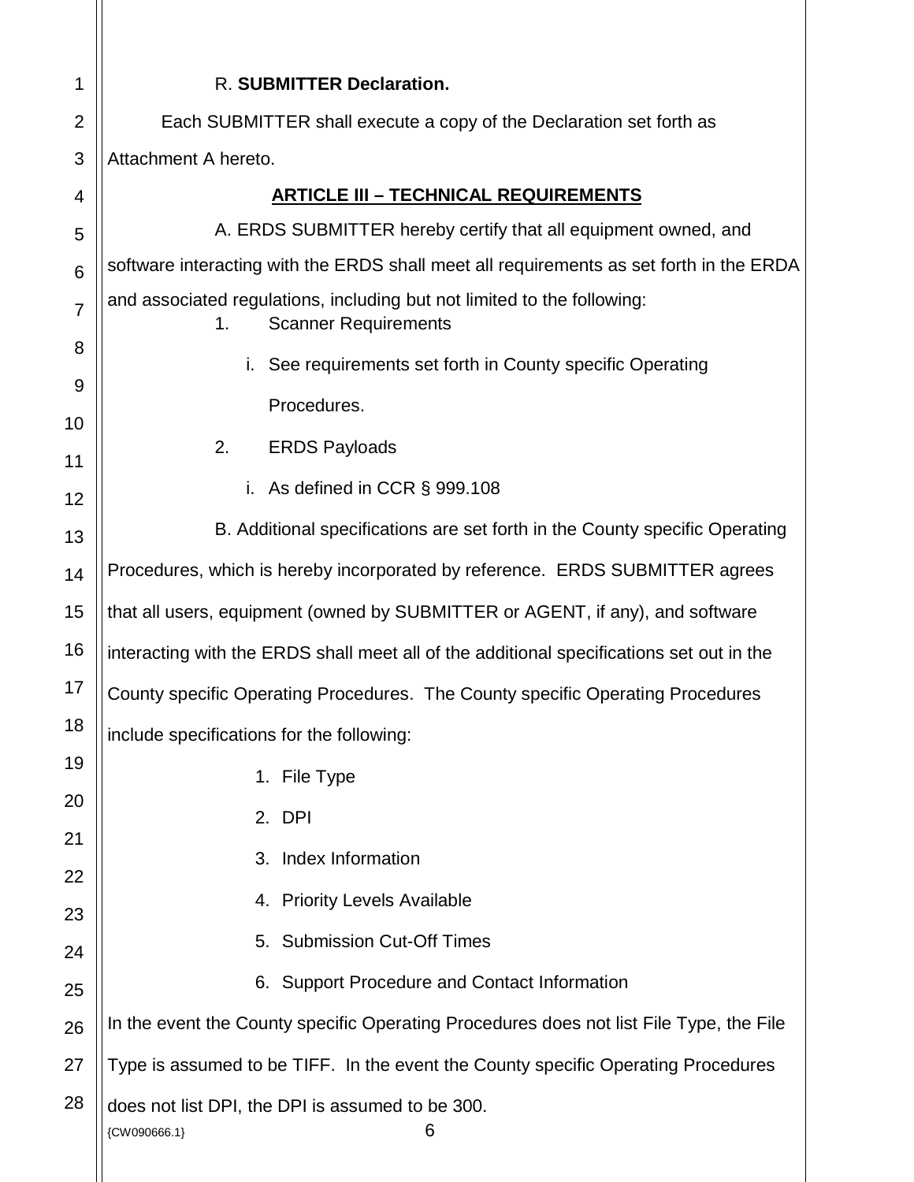R. **SUBMITTER Declaration.**

Each SUBMITTER shall execute a copy of the Declaration set forth as Attachment A hereto.

## ARTICLE III – TECHNICAL REQUIREMENTS

A. ERDS SUBMITTER hereby certify that all equipment owned, and software interacting with the ERDS shall meet all requirements as set forth in the ERDA and associated regulations, including but not limited to the following:

1. Scanner Requirements
   i. See requirements set forth in County specific Operating Procedures.
2. ERDS Payloads
   i. As defined in CCR § 999.108

B. Additional specifications are set forth in the County specific Operating Procedures, which is hereby incorporated by reference. ERDS SUBMITTER agrees that all users, equipment (owned by SUBMITTER or AGENT, if any), and software interacting with the ERDS shall meet all of the additional specifications set out in the County specific Operating Procedures. The County specific Operating Procedures include specifications for the following:

1. File Type
2. DPI
3. Index Information
4. Priority Levels Available
5. Submission Cut-Off Times
6. Support Procedure and Contact Information

In the event the County specific Operating Procedures does not list File Type, the File Type is assumed to be TIFF. In the event the County specific Operating Procedures does not list DPI, the DPI is assumed to be 300.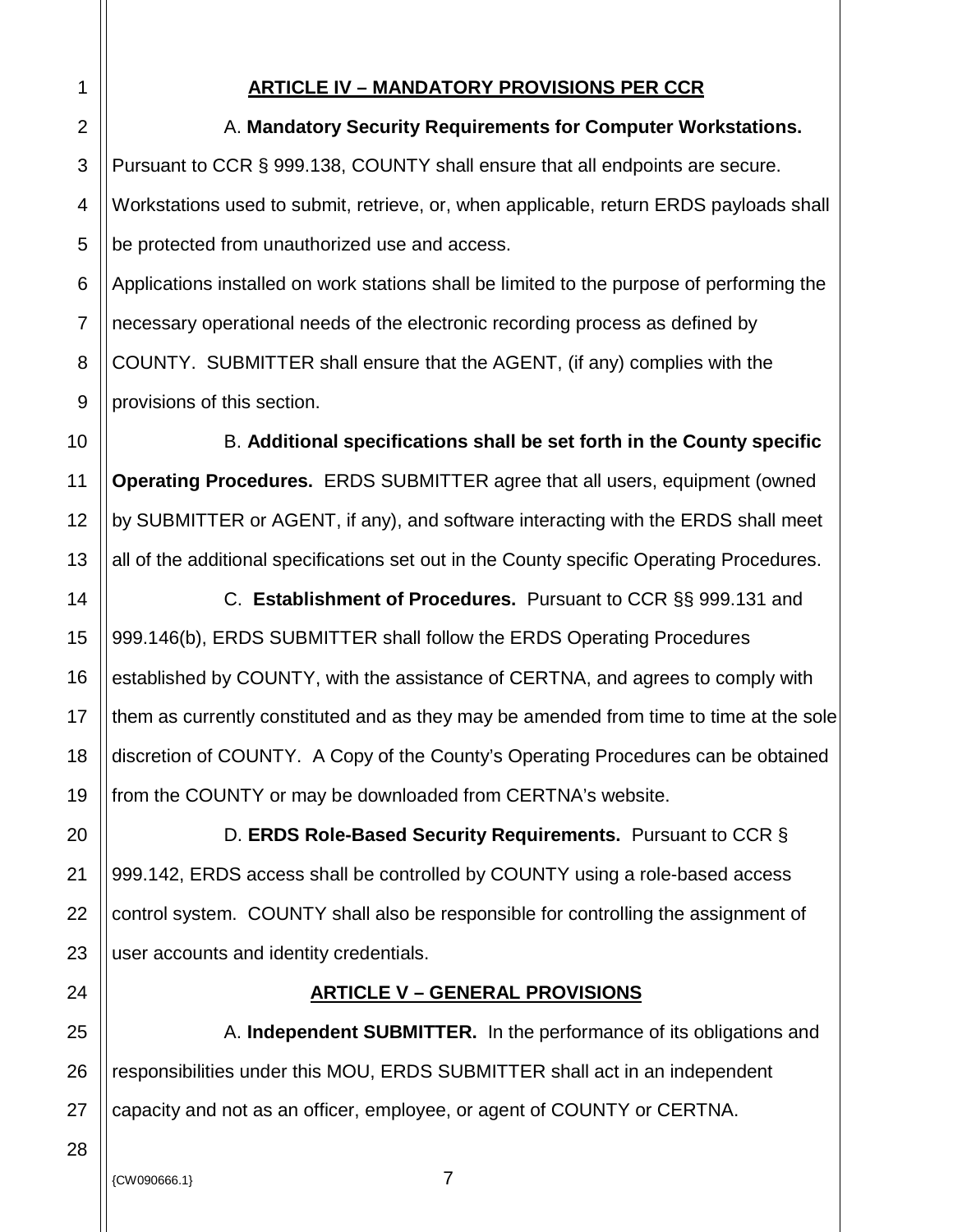## ARTICLE IV – MANDATORY PROVISIONS PER CCR

A. **Mandatory Security Requirements for Computer Workstations.** Pursuant to CCR § 999.138, COUNTY shall ensure that all endpoints are secure. Workstations used to submit, retrieve, or, when applicable, return ERDS payloads shall be protected from unauthorized use and access.
Applications installed on work stations shall be limited to the purpose of performing the necessary operational needs of the electronic recording process as defined by COUNTY. SUBMITTER shall ensure that the AGENT, (if any) complies with the provisions of this section.

B. **Additional specifications shall be set forth in the County specific Operating Procedures.** ERDS SUBMITTER agree that all users, equipment (owned by SUBMITTER or AGENT, if any), and software interacting with the ERDS shall meet all of the additional specifications set out in the County specific Operating Procedures.

C. **Establishment of Procedures.** Pursuant to CCR §§ 999.131 and 999.146(b), ERDS SUBMITTER shall follow the ERDS Operating Procedures established by COUNTY, with the assistance of CERTNA, and agrees to comply with them as currently constituted and as they may be amended from time to time at the sole discretion of COUNTY. A Copy of the County's Operating Procedures can be obtained from the COUNTY or may be downloaded from CERTNA's website.

D. **ERDS Role-Based Security Requirements.** Pursuant to CCR § 999.142, ERDS access shall be controlled by COUNTY using a role-based access control system. COUNTY shall also be responsible for controlling the assignment of user accounts and identity credentials.

## ARTICLE V – GENERAL PROVISIONS

A. **Independent SUBMITTER.** In the performance of its obligations and responsibilities under this MOU, ERDS SUBMITTER shall act in an independent capacity and not as an officer, employee, or agent of COUNTY or CERTNA.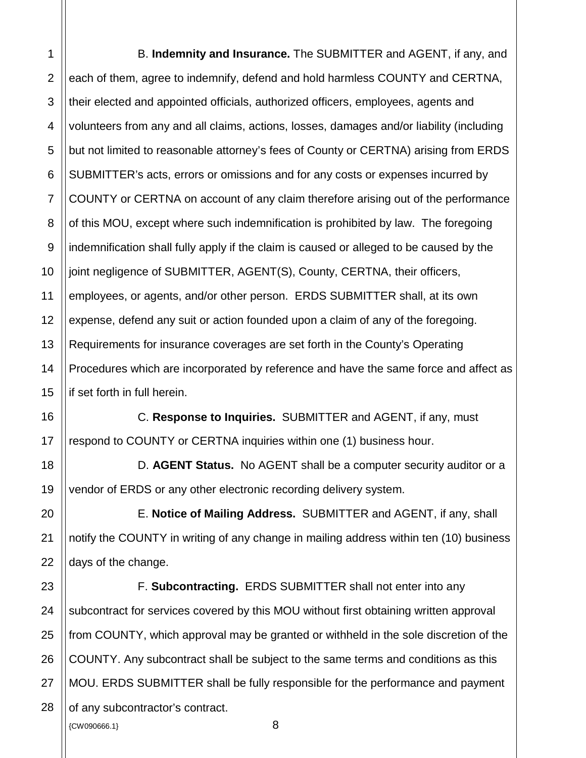B. **Indemnity and Insurance.** The SUBMITTER and AGENT, if any, and each of them, agree to indemnify, defend and hold harmless COUNTY and CERTNA, their elected and appointed officials, authorized officers, employees, agents and volunteers from any and all claims, actions, losses, damages and/or liability (including but not limited to reasonable attorney's fees of County or CERTNA) arising from ERDS SUBMITTER's acts, errors or omissions and for any costs or expenses incurred by COUNTY or CERTNA on account of any claim therefore arising out of the performance of this MOU, except where such indemnification is prohibited by law. The foregoing indemnification shall fully apply if the claim is caused or alleged to be caused by the joint negligence of SUBMITTER, AGENT(S), County, CERTNA, their officers, employees, or agents, and/or other person. ERDS SUBMITTER shall, at its own expense, defend any suit or action founded upon a claim of any of the foregoing. Requirements for insurance coverages are set forth in the County's Operating Procedures which are incorporated by reference and have the same force and affect as if set forth in full herein.

C. **Response to Inquiries.** SUBMITTER and AGENT, if any, must respond to COUNTY or CERTNA inquiries within one (1) business hour.

D. **AGENT Status.** No AGENT shall be a computer security auditor or a vendor of ERDS or any other electronic recording delivery system.

E. **Notice of Mailing Address.** SUBMITTER and AGENT, if any, shall notify the COUNTY in writing of any change in mailing address within ten (10) business days of the change.

F. **Subcontracting.** ERDS SUBMITTER shall not enter into any subcontract for services covered by this MOU without first obtaining written approval from COUNTY, which approval may be granted or withheld in the sole discretion of the COUNTY. Any subcontract shall be subject to the same terms and conditions as this MOU. ERDS SUBMITTER shall be fully responsible for the performance and payment of any subcontractor's contract.

{CW090666.1}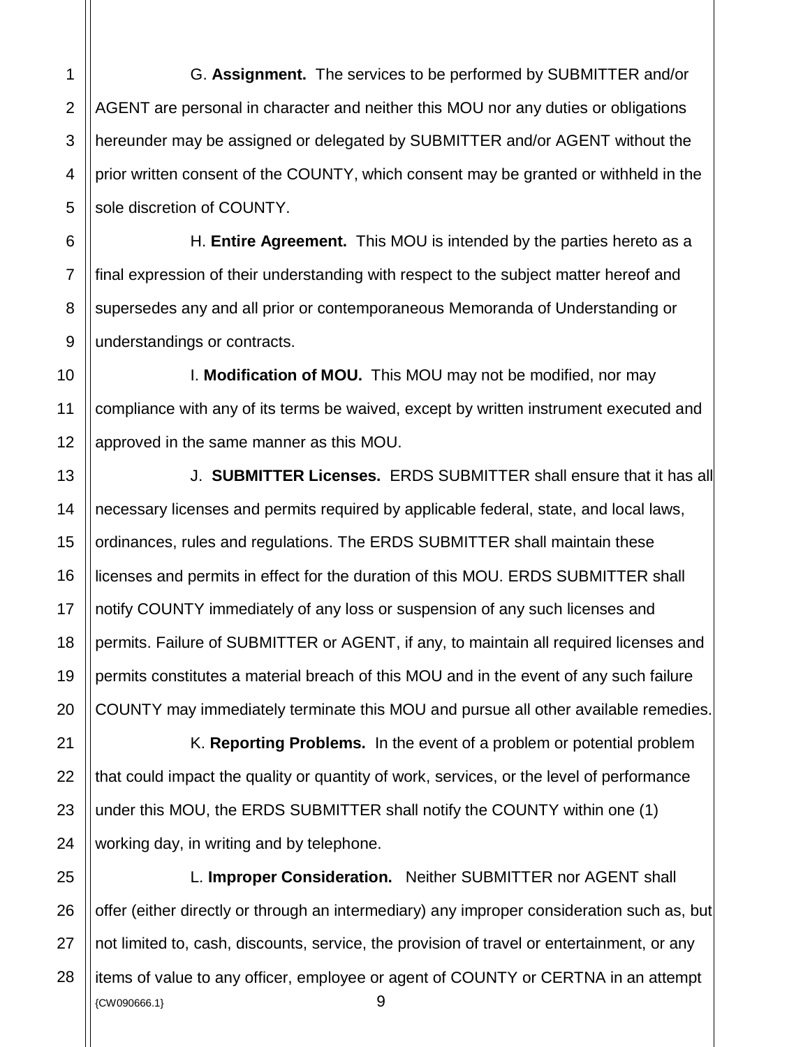G. **Assignment.** The services to be performed by SUBMITTER and/or AGENT are personal in character and neither this MOU nor any duties or obligations hereunder may be assigned or delegated by SUBMITTER and/or AGENT without the prior written consent of the COUNTY, which consent may be granted or withheld in the sole discretion of COUNTY.

H. **Entire Agreement.** This MOU is intended by the parties hereto as a final expression of their understanding with respect to the subject matter hereof and supersedes any and all prior or contemporaneous Memoranda of Understanding or understandings or contracts.

I. **Modification of MOU.** This MOU may not be modified, nor may compliance with any of its terms be waived, except by written instrument executed and approved in the same manner as this MOU.

J. **SUBMITTER Licenses.** ERDS SUBMITTER shall ensure that it has all necessary licenses and permits required by applicable federal, state, and local laws, ordinances, rules and regulations. The ERDS SUBMITTER shall maintain these licenses and permits in effect for the duration of this MOU. ERDS SUBMITTER shall notify COUNTY immediately of any loss or suspension of any such licenses and permits. Failure of SUBMITTER or AGENT, if any, to maintain all required licenses and permits constitutes a material breach of this MOU and in the event of any such failure COUNTY may immediately terminate this MOU and pursue all other available remedies.

K. **Reporting Problems.** In the event of a problem or potential problem that could impact the quality or quantity of work, services, or the level of performance under this MOU, the ERDS SUBMITTER shall notify the COUNTY within one (1) working day, in writing and by telephone.

L. **Improper Consideration.** Neither SUBMITTER nor AGENT shall offer (either directly or through an intermediary) any improper consideration such as, but not limited to, cash, discounts, service, the provision of travel or entertainment, or any items of value to any officer, employee or agent of COUNTY or CERTNA in an attempt

{CW090666.1}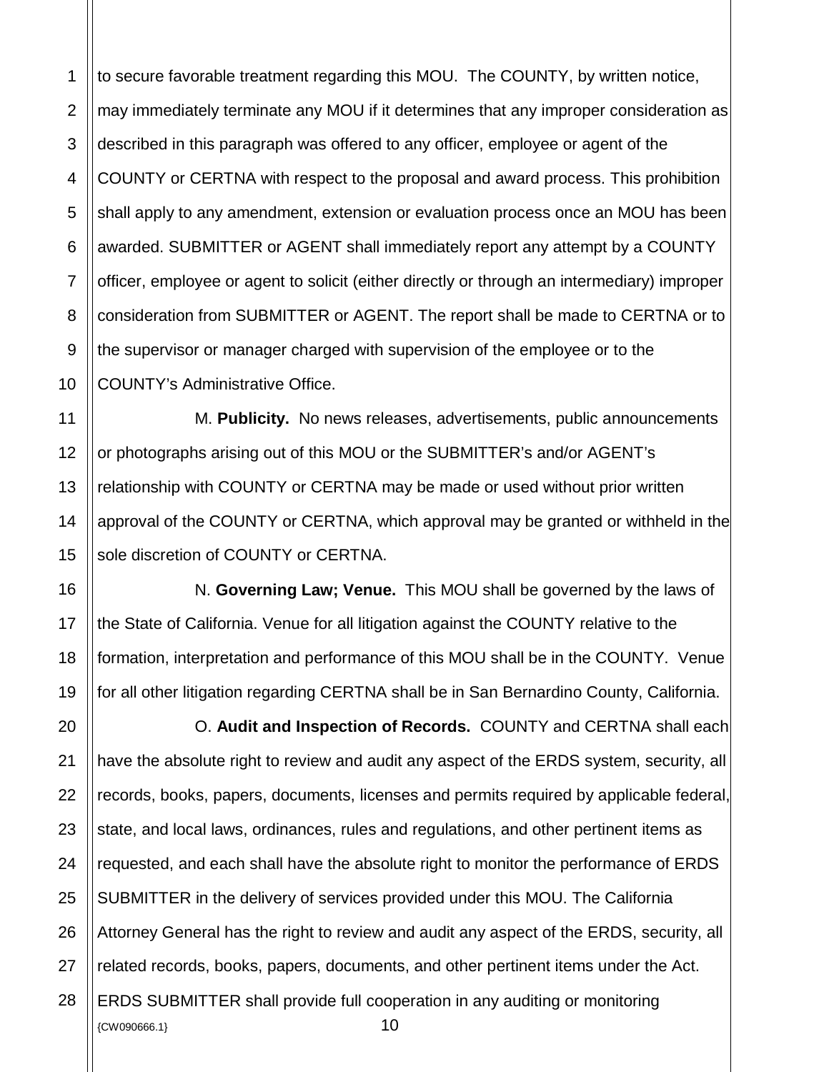to secure favorable treatment regarding this MOU. The COUNTY, by written notice, may immediately terminate any MOU if it determines that any improper consideration as described in this paragraph was offered to any officer, employee or agent of the COUNTY or CERTNA with respect to the proposal and award process. This prohibition shall apply to any amendment, extension or evaluation process once an MOU has been awarded. SUBMITTER or AGENT shall immediately report any attempt by a COUNTY officer, employee or agent to solicit (either directly or through an intermediary) improper consideration from SUBMITTER or AGENT. The report shall be made to CERTNA or to the supervisor or manager charged with supervision of the employee or to the COUNTY's Administrative Office.

M. **Publicity.** No news releases, advertisements, public announcements or photographs arising out of this MOU or the SUBMITTER's and/or AGENT's relationship with COUNTY or CERTNA may be made or used without prior written approval of the COUNTY or CERTNA, which approval may be granted or withheld in the sole discretion of COUNTY or CERTNA.

N. **Governing Law; Venue.** This MOU shall be governed by the laws of the State of California. Venue for all litigation against the COUNTY relative to the formation, interpretation and performance of this MOU shall be in the COUNTY. Venue for all other litigation regarding CERTNA shall be in San Bernardino County, California.

O. **Audit and Inspection of Records.** COUNTY and CERTNA shall each have the absolute right to review and audit any aspect of the ERDS system, security, all records, books, papers, documents, licenses and permits required by applicable federal, state, and local laws, ordinances, rules and regulations, and other pertinent items as requested, and each shall have the absolute right to monitor the performance of ERDS SUBMITTER in the delivery of services provided under this MOU. The California Attorney General has the right to review and audit any aspect of the ERDS, security, all related records, books, papers, documents, and other pertinent items under the Act. ERDS SUBMITTER shall provide full cooperation in any auditing or monitoring

{CW090666.1}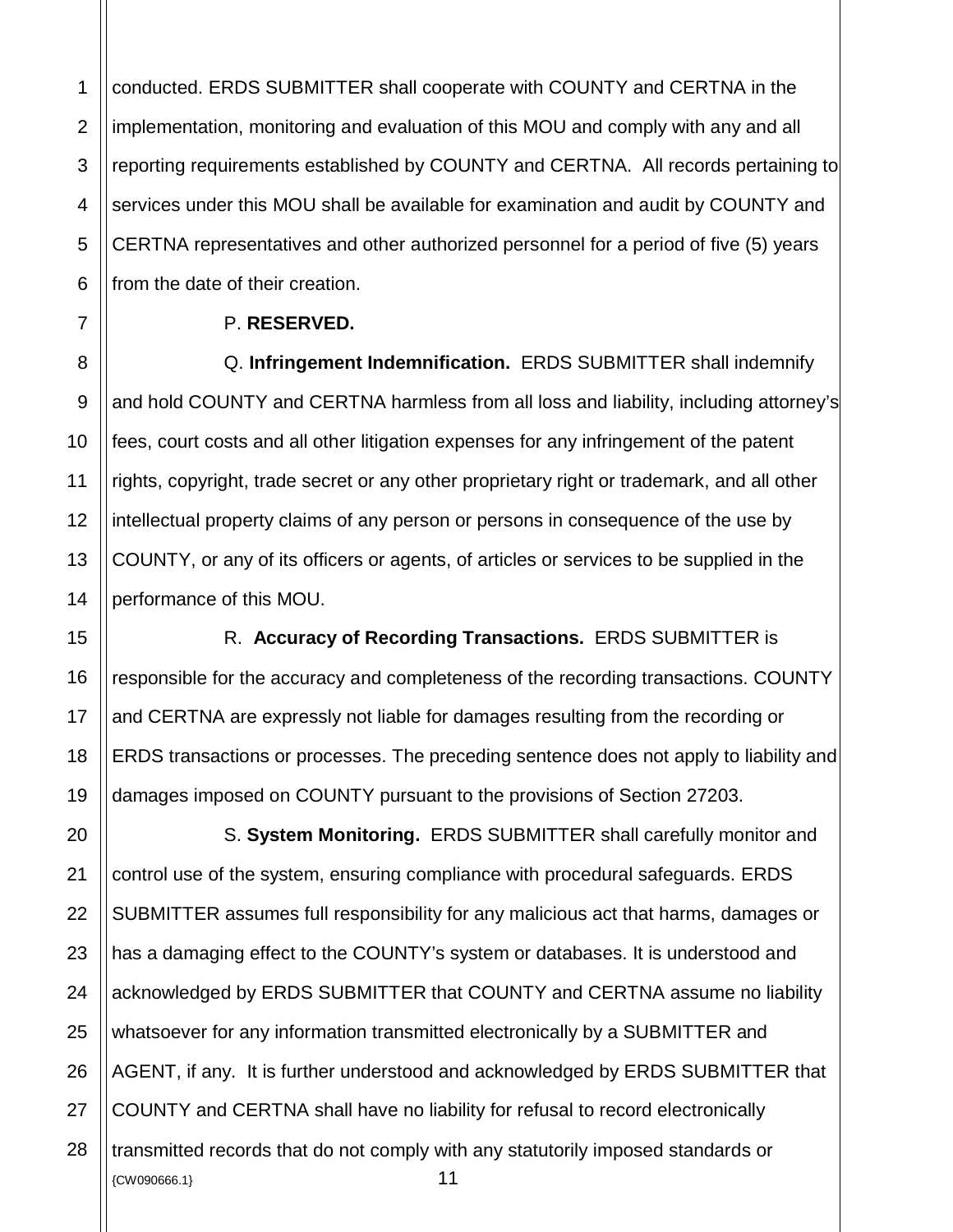conducted. ERDS SUBMITTER shall cooperate with COUNTY and CERTNA in the implementation, monitoring and evaluation of this MOU and comply with any and all reporting requirements established by COUNTY and CERTNA. All records pertaining to services under this MOU shall be available for examination and audit by COUNTY and CERTNA representatives and other authorized personnel for a period of five (5) years from the date of their creation.

P. **RESERVED.**

Q. **Infringement Indemnification.** ERDS SUBMITTER shall indemnify and hold COUNTY and CERTNA harmless from all loss and liability, including attorney's fees, court costs and all other litigation expenses for any infringement of the patent rights, copyright, trade secret or any other proprietary right or trademark, and all other intellectual property claims of any person or persons in consequence of the use by COUNTY, or any of its officers or agents, of articles or services to be supplied in the performance of this MOU.

R. **Accuracy of Recording Transactions.** ERDS SUBMITTER is responsible for the accuracy and completeness of the recording transactions. COUNTY and CERTNA are expressly not liable for damages resulting from the recording or ERDS transactions or processes. The preceding sentence does not apply to liability and damages imposed on COUNTY pursuant to the provisions of Section 27203.

S. **System Monitoring.** ERDS SUBMITTER shall carefully monitor and control use of the system, ensuring compliance with procedural safeguards. ERDS SUBMITTER assumes full responsibility for any malicious act that harms, damages or has a damaging effect to the COUNTY's system or databases. It is understood and acknowledged by ERDS SUBMITTER that COUNTY and CERTNA assume no liability whatsoever for any information transmitted electronically by a SUBMITTER and AGENT, if any. It is further understood and acknowledged by ERDS SUBMITTER that COUNTY and CERTNA shall have no liability for refusal to record electronically transmitted records that do not comply with any statutorily imposed standards or

{CW090666.1}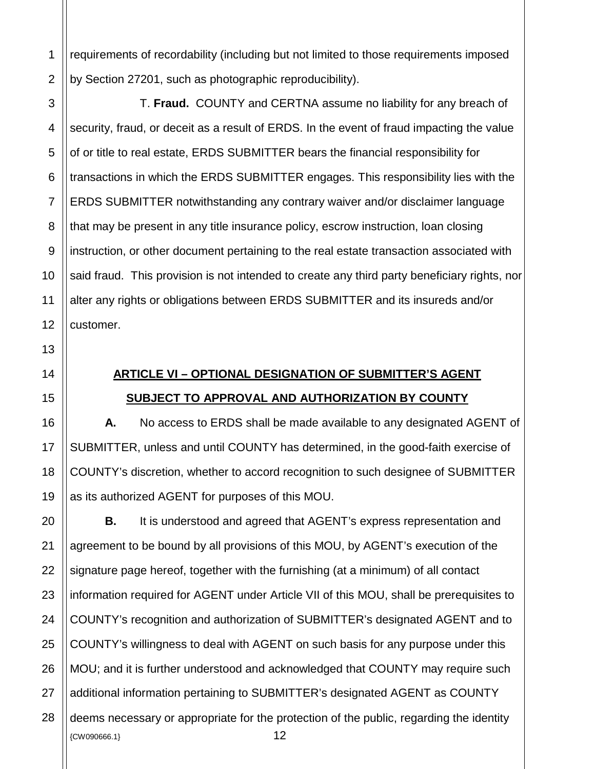requirements of recordability (including but not limited to those requirements imposed by Section 27201, such as photographic reproducibility).

T. **Fraud.** COUNTY and CERTNA assume no liability for any breach of security, fraud, or deceit as a result of ERDS. In the event of fraud impacting the value of or title to real estate, ERDS SUBMITTER bears the financial responsibility for transactions in which the ERDS SUBMITTER engages. This responsibility lies with the ERDS SUBMITTER notwithstanding any contrary waiver and/or disclaimer language that may be present in any title insurance policy, escrow instruction, loan closing instruction, or other document pertaining to the real estate transaction associated with said fraud. This provision is not intended to create any third party beneficiary rights, nor alter any rights or obligations between ERDS SUBMITTER and its insureds and/or customer.

## ARTICLE VI – OPTIONAL DESIGNATION OF SUBMITTER'S AGENT SUBJECT TO APPROVAL AND AUTHORIZATION BY COUNTY

**A.** No access to ERDS shall be made available to any designated AGENT of SUBMITTER, unless and until COUNTY has determined, in the good-faith exercise of COUNTY's discretion, whether to accord recognition to such designee of SUBMITTER as its authorized AGENT for purposes of this MOU.

**B.** It is understood and agreed that AGENT's express representation and agreement to be bound by all provisions of this MOU, by AGENT's execution of the signature page hereof, together with the furnishing (at a minimum) of all contact information required for AGENT under Article VII of this MOU, shall be prerequisites to COUNTY's recognition and authorization of SUBMITTER's designated AGENT and to COUNTY's willingness to deal with AGENT on such basis for any purpose under this MOU; and it is further understood and acknowledged that COUNTY may require such additional information pertaining to SUBMITTER's designated AGENT as COUNTY deems necessary or appropriate for the protection of the public, regarding the identity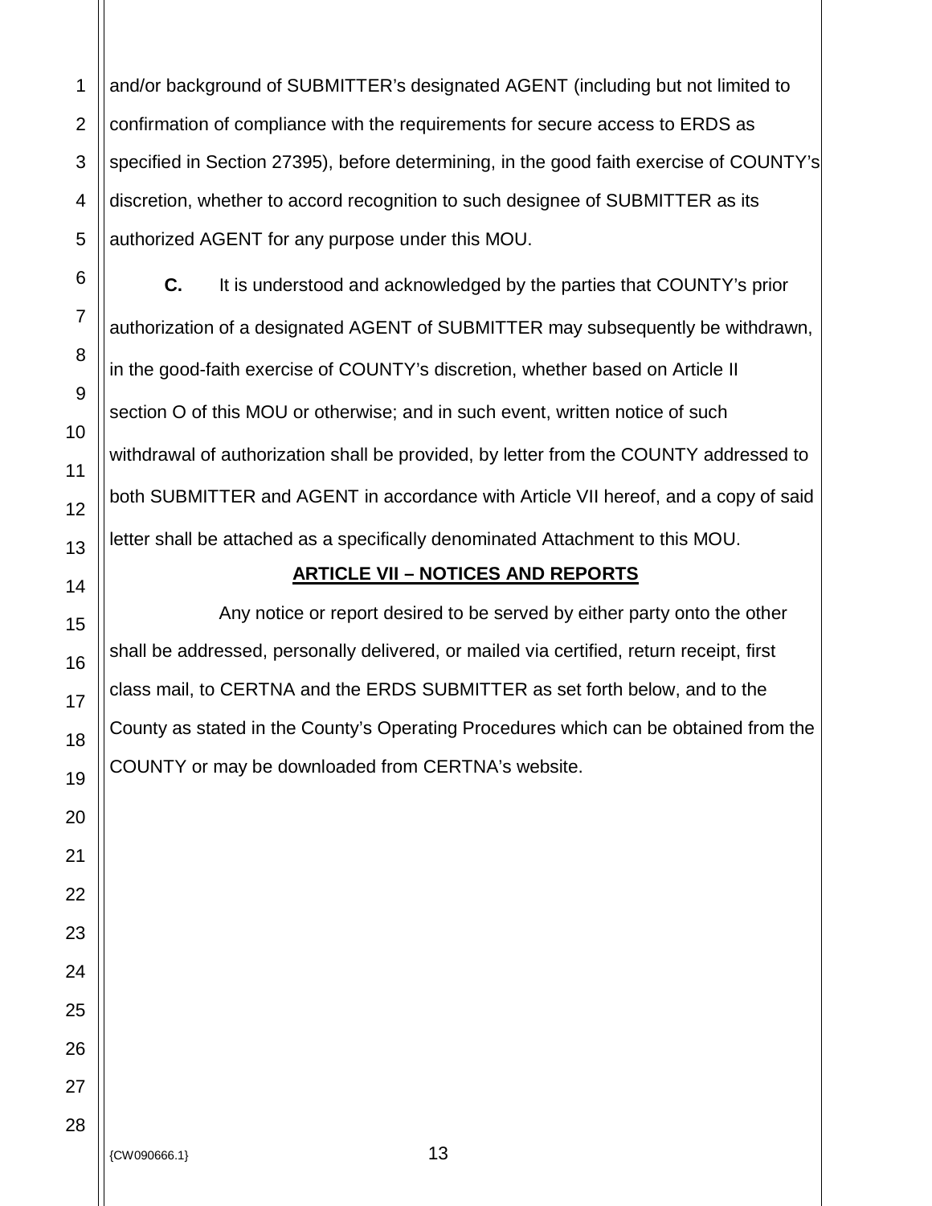and/or background of SUBMITTER's designated AGENT (including but not limited to confirmation of compliance with the requirements for secure access to ERDS as specified in Section 27395), before determining, in the good faith exercise of COUNTY's discretion, whether to accord recognition to such designee of SUBMITTER as its authorized AGENT for any purpose under this MOU.

**C.** It is understood and acknowledged by the parties that COUNTY's prior authorization of a designated AGENT of SUBMITTER may subsequently be withdrawn, in the good-faith exercise of COUNTY's discretion, whether based on Article II section O of this MOU or otherwise; and in such event, written notice of such withdrawal of authorization shall be provided, by letter from the COUNTY addressed to both SUBMITTER and AGENT in accordance with Article VII hereof, and a copy of said letter shall be attached as a specifically denominated Attachment to this MOU.

## ARTICLE VII – NOTICES AND REPORTS

Any notice or report desired to be served by either party onto the other shall be addressed, personally delivered, or mailed via certified, return receipt, first class mail, to CERTNA and the ERDS SUBMITTER as set forth below, and to the County as stated in the County's Operating Procedures which can be obtained from the COUNTY or may be downloaded from CERTNA's website.

{CW090666.1}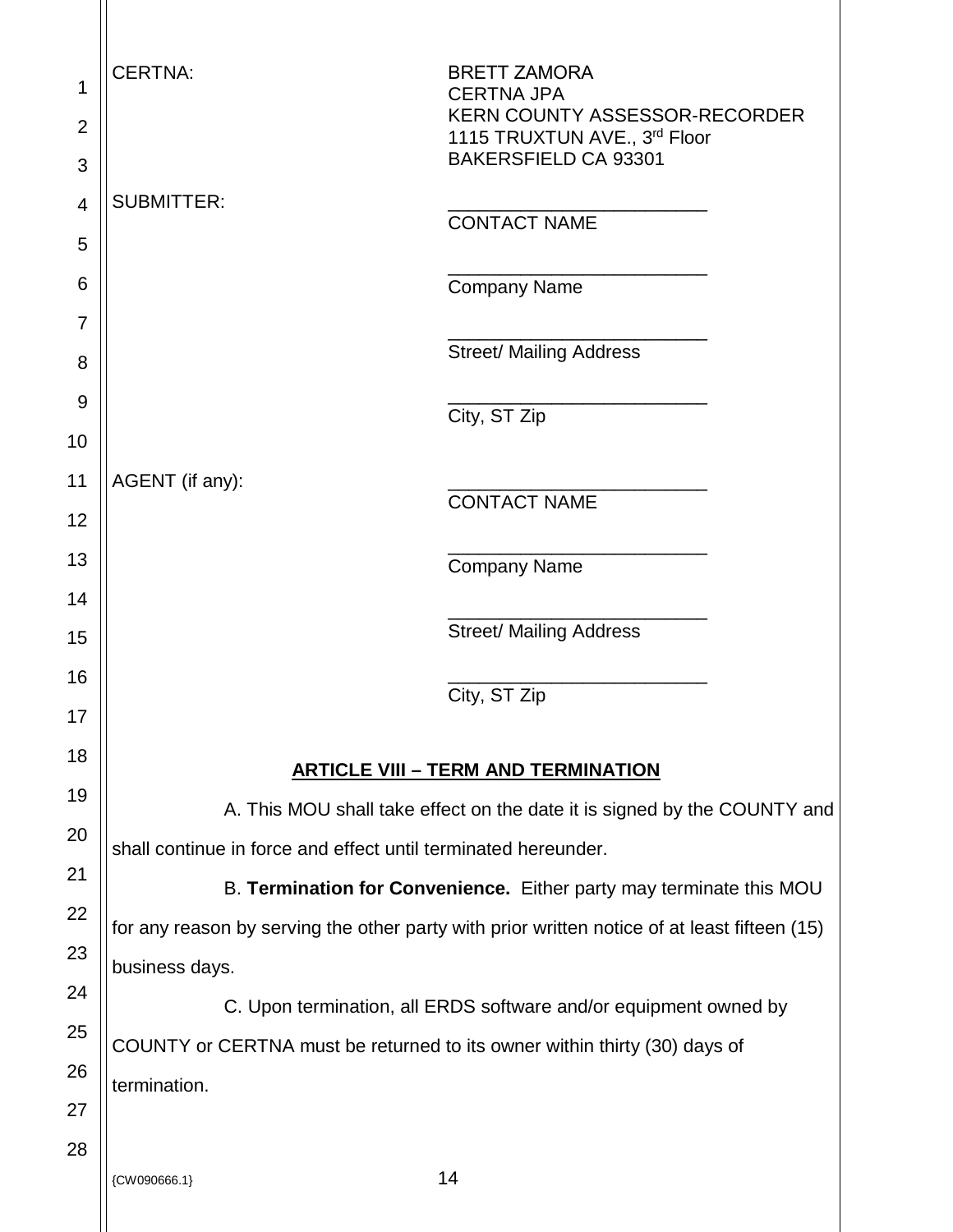CERTNA: BRETT ZAMORA
CERTNA JPA
KERN COUNTY ASSESSOR-RECORDER
1115 TRUXTUN AVE., 3rd Floor
BAKERSFIELD CA 93301

SUBMITTER: \_\_\_\_\_\_\_\_\_\_\_\_\_\_\_\_\_\_\_\_\_\_\_\_\_\_
CONTACT NAME

\_\_\_\_\_\_\_\_\_\_\_\_\_\_\_\_\_\_\_\_\_\_\_\_\_\_
Company Name

\_\_\_\_\_\_\_\_\_\_\_\_\_\_\_\_\_\_\_\_\_\_\_\_\_\_
Street/ Mailing Address

\_\_\_\_\_\_\_\_\_\_\_\_\_\_\_\_\_\_\_\_\_\_\_\_\_\_
City, ST Zip

AGENT (if any): \_\_\_\_\_\_\_\_\_\_\_\_\_\_\_\_\_\_\_\_\_\_\_\_\_\_
CONTACT NAME

\_\_\_\_\_\_\_\_\_\_\_\_\_\_\_\_\_\_\_\_\_\_\_\_\_\_
Company Name

\_\_\_\_\_\_\_\_\_\_\_\_\_\_\_\_\_\_\_\_\_\_\_\_\_\_
Street/ Mailing Address

\_\_\_\_\_\_\_\_\_\_\_\_\_\_\_\_\_\_\_\_\_\_\_\_\_\_
City, ST Zip

## ARTICLE VIII – TERM AND TERMINATION

A. This MOU shall take effect on the date it is signed by the COUNTY and shall continue in force and effect until terminated hereunder.

B. **Termination for Convenience.** Either party may terminate this MOU for any reason by serving the other party with prior written notice of at least fifteen (15) business days.

C. Upon termination, all ERDS software and/or equipment owned by COUNTY or CERTNA must be returned to its owner within thirty (30) days of termination.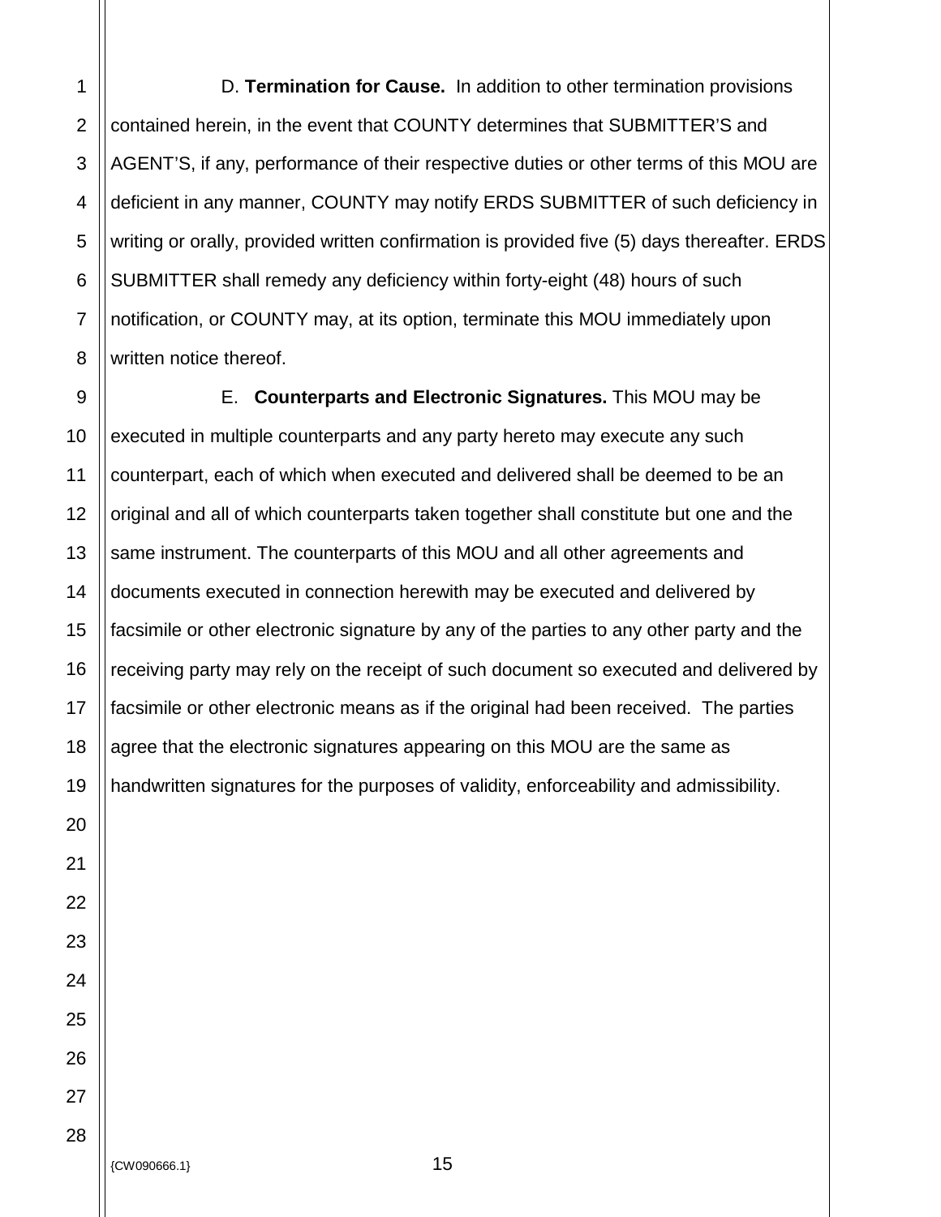D. **Termination for Cause.** In addition to other termination provisions contained herein, in the event that COUNTY determines that SUBMITTER'S and AGENT'S, if any, performance of their respective duties or other terms of this MOU are deficient in any manner, COUNTY may notify ERDS SUBMITTER of such deficiency in writing or orally, provided written confirmation is provided five (5) days thereafter. ERDS SUBMITTER shall remedy any deficiency within forty-eight (48) hours of such notification, or COUNTY may, at its option, terminate this MOU immediately upon written notice thereof.

E. **Counterparts and Electronic Signatures.** This MOU may be executed in multiple counterparts and any party hereto may execute any such counterpart, each of which when executed and delivered shall be deemed to be an original and all of which counterparts taken together shall constitute but one and the same instrument. The counterparts of this MOU and all other agreements and documents executed in connection herewith may be executed and delivered by facsimile or other electronic signature by any of the parties to any other party and the receiving party may rely on the receipt of such document so executed and delivered by facsimile or other electronic means as if the original had been received. The parties agree that the electronic signatures appearing on this MOU are the same as handwritten signatures for the purposes of validity, enforceability and admissibility.

{CW090666.1}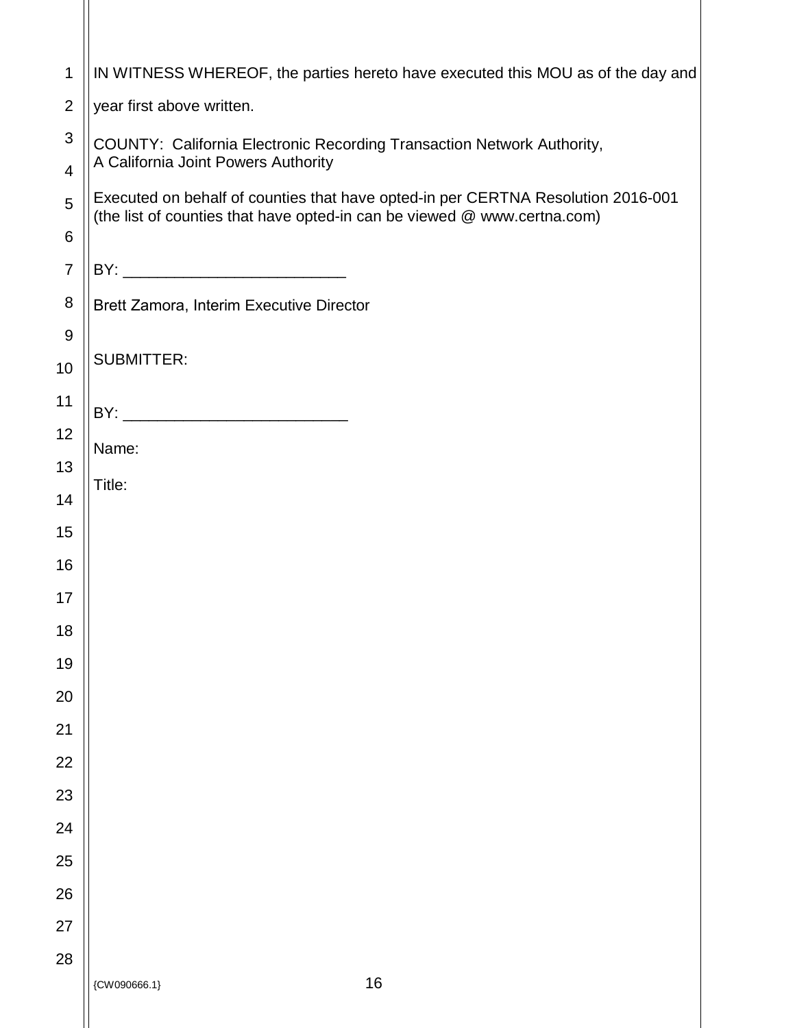IN WITNESS WHEREOF, the parties hereto have executed this MOU as of the day and year first above written.

COUNTY: California Electronic Recording Transaction Network Authority,
A California Joint Powers Authority

Executed on behalf of counties that have opted-in per CERTNA Resolution 2016-001 (the list of counties that have opted-in can be viewed @ www.certna.com)

BY: __________________________

Brett Zamora, Interim Executive Director

SUBMITTER:

BY: __________________________

Name:

Title:

{CW090666.1}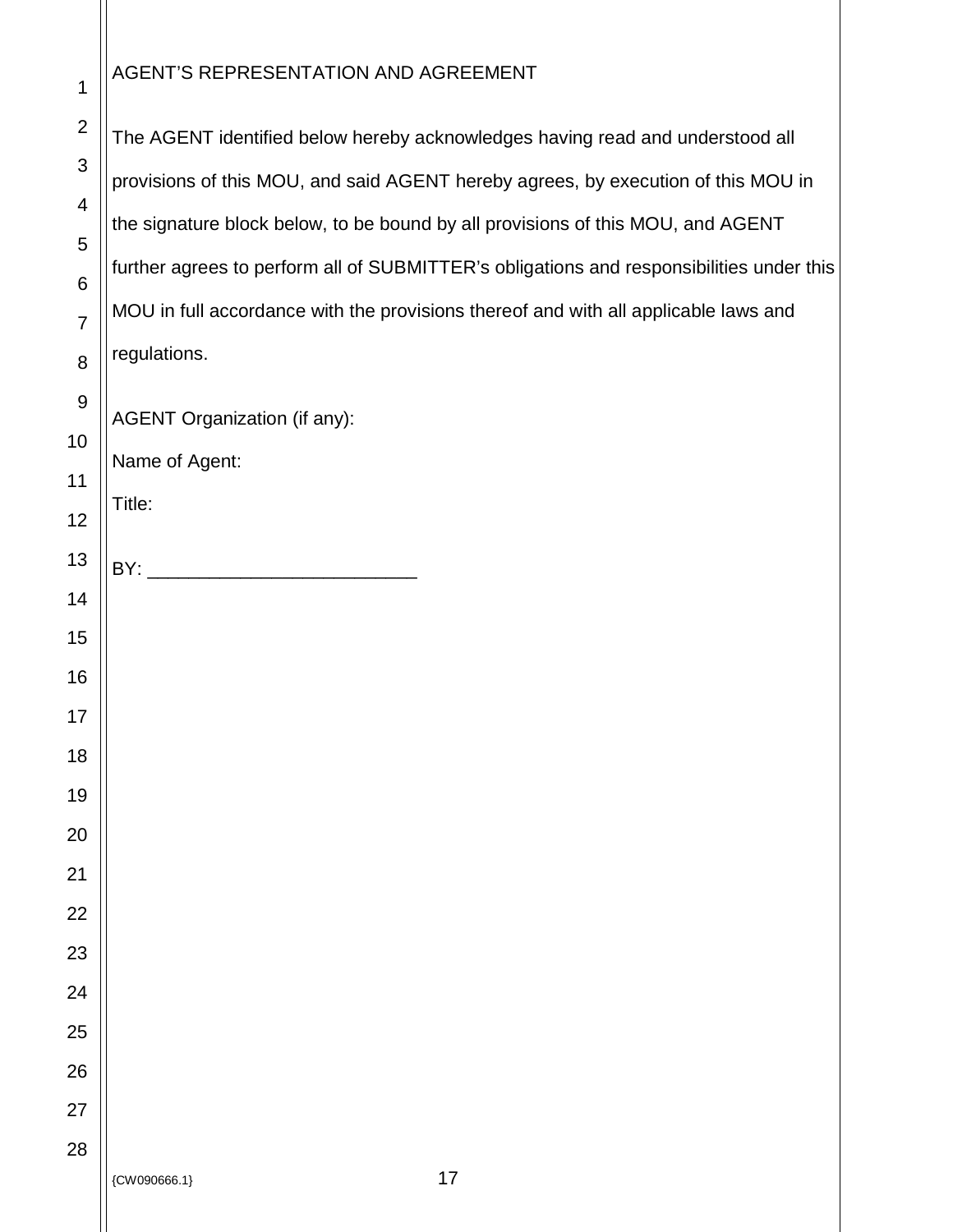AGENT'S REPRESENTATION AND AGREEMENT

The AGENT identified below hereby acknowledges having read and understood all provisions of this MOU, and said AGENT hereby agrees, by execution of this MOU in the signature block below, to be bound by all provisions of this MOU, and AGENT further agrees to perform all of SUBMITTER's obligations and responsibilities under this MOU in full accordance with the provisions thereof and with all applicable laws and regulations.

AGENT Organization (if any):

Name of Agent:

Title:

BY: _________________________

{CW090666.1}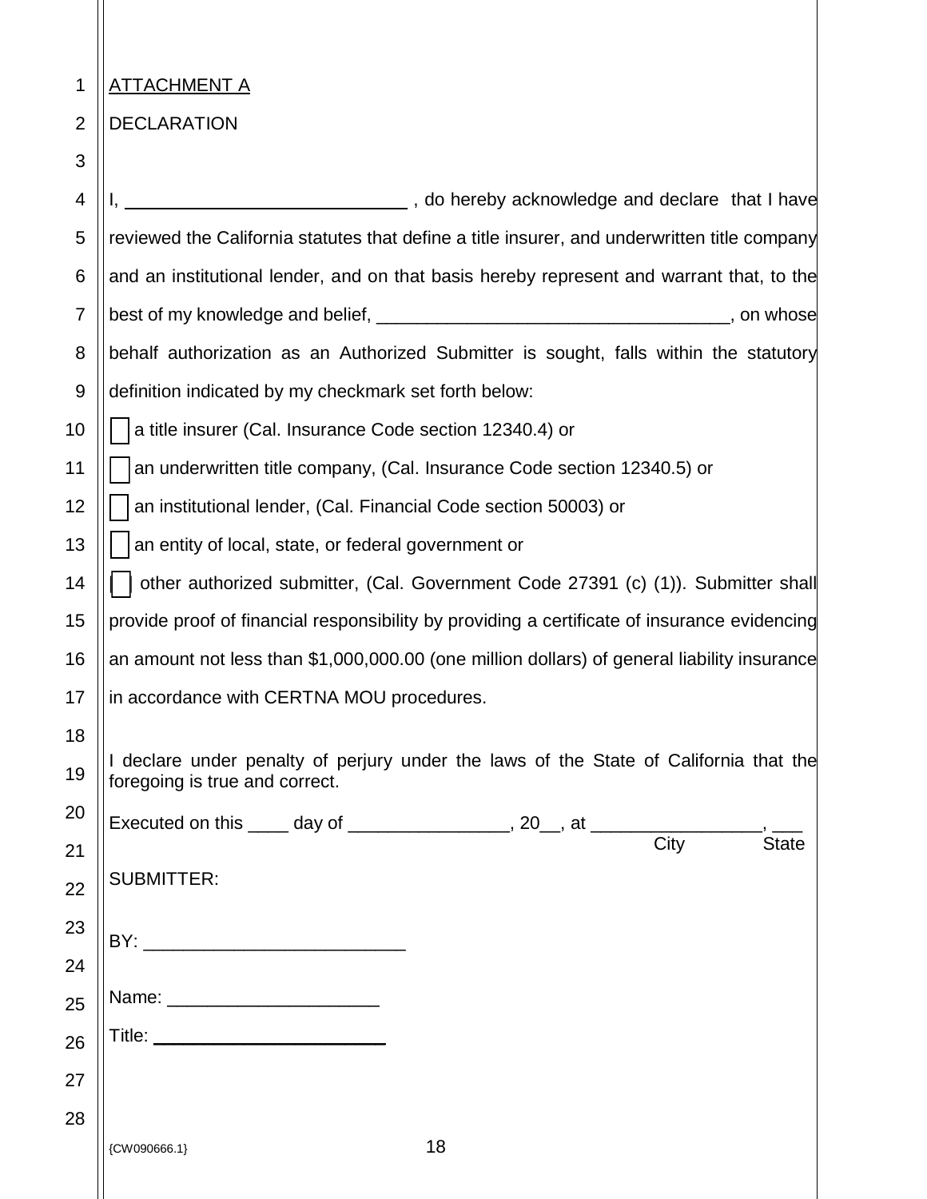ATTACHMENT A

DECLARATION

I, ______________________________ , do hereby acknowledge and declare that I have reviewed the California statutes that define a title insurer, and underwritten title company and an institutional lender, and on that basis hereby represent and warrant that, to the best of my knowledge and belief, ___________________________________, on whose behalf authorization as an Authorized Submitter is sought, falls within the statutory definition indicated by my checkmark set forth below:

☐ a title insurer (Cal. Insurance Code section 12340.4) or

☐ an underwritten title company, (Cal. Insurance Code section 12340.5) or

☐ an institutional lender, (Cal. Financial Code section 50003) or

☐ an entity of local, state, or federal government or

☐ other authorized submitter, (Cal. Government Code 27391 (c) (1)). Submitter shall provide proof of financial responsibility by providing a certificate of insurance evidencing an amount not less than $1,000,000.00 (one million dollars) of general liability insurance in accordance with CERTNA MOU procedures.

I declare under penalty of perjury under the laws of the State of California that the foregoing is true and correct.

Executed on this ____ day of ________________, 20__, at _________________, ___
City State

SUBMITTER:

BY: __________________________

Name: _____________________

Title: ________________________

{CW090666.1}